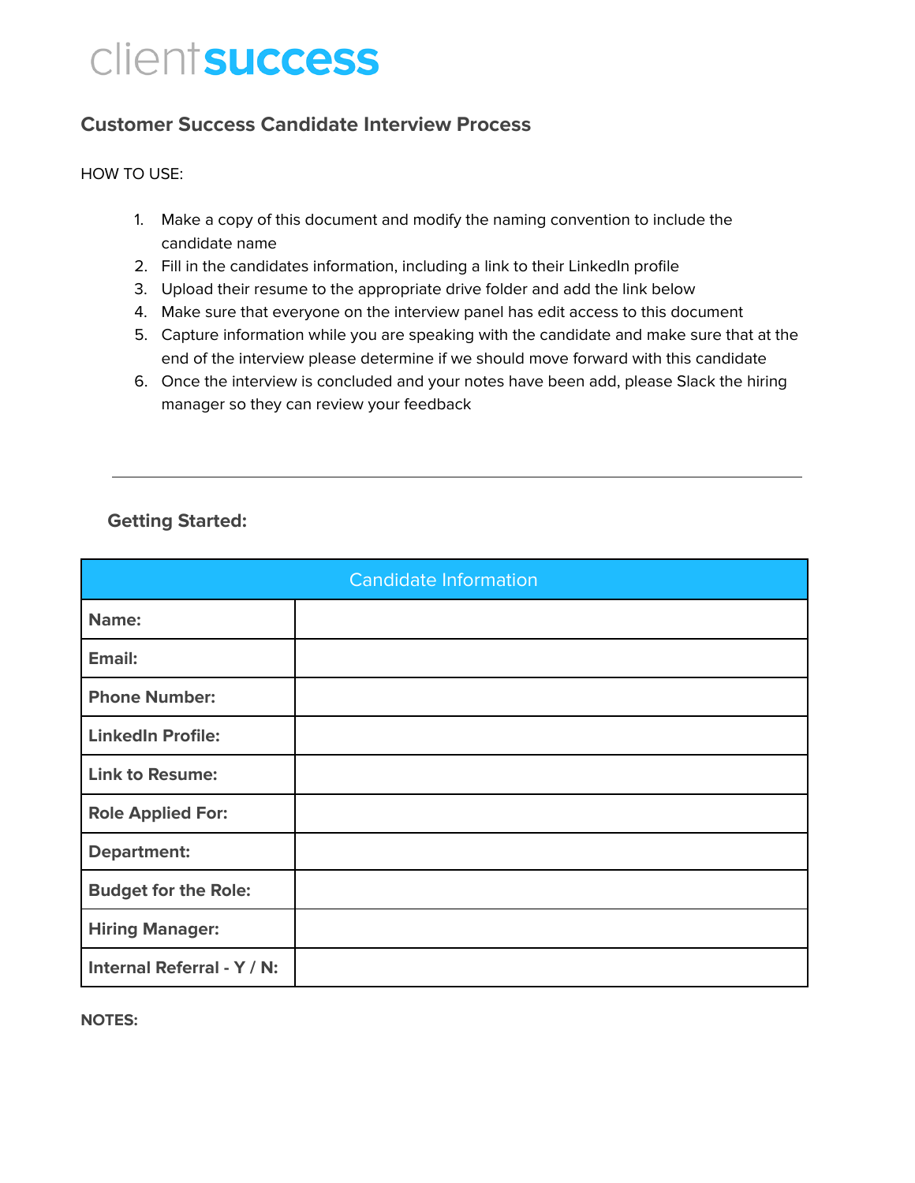clientsuccess

## Customer Success Candidate Interview Process

HOW TO USE:

1. Make a copy of this document and modify the naming convention to include the candidate name
2. Fill in the candidates information, including a link to their LinkedIn profile
3. Upload their resume to the appropriate drive folder and add the link below
4. Make sure that everyone on the interview panel has edit access to this document
5. Capture information while you are speaking with the candidate and make sure that at the end of the interview please determine if we should move forward with this candidate
6. Once the interview is concluded and your notes have been add, please Slack the hiring manager so they can review your feedback

---

### Getting Started:

| Candidate Information | |
|---|---|
| **Name:** | |
| **Email:** | |
| **Phone Number:** | |
| **LinkedIn Profile:** | |
| **Link to Resume:** | |
| **Role Applied For:** | |
| **Department:** | |
| **Budget for the Role:** | |
| **Hiring Manager:** | |
| **Internal Referral - Y / N:** | |

**NOTES:**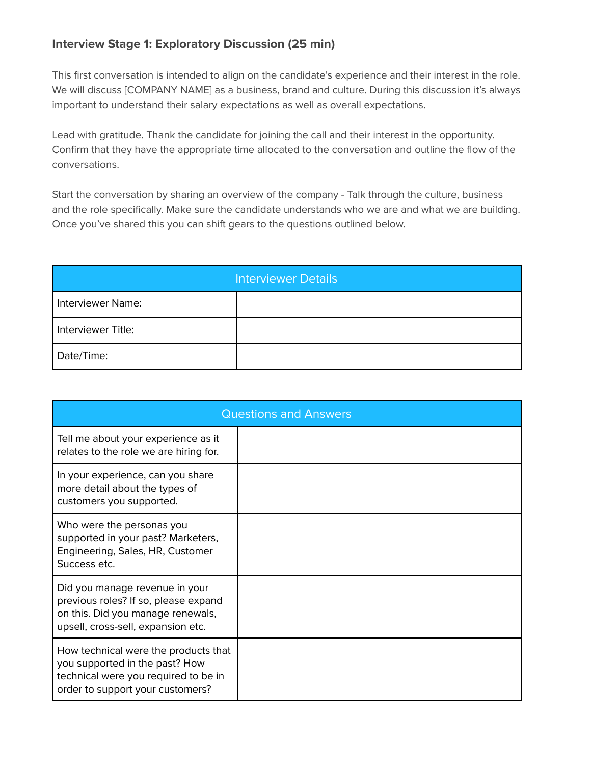### Interview Stage 1: Exploratory Discussion (25 min)

This first conversation is intended to align on the candidate's experience and their interest in the role. We will discuss [COMPANY NAME] as a business, brand and culture. During this discussion it's always important to understand their salary expectations as well as overall expectations.

Lead with gratitude. Thank the candidate for joining the call and their interest in the opportunity. Confirm that they have the appropriate time allocated to the conversation and outline the flow of the conversations.

Start the conversation by sharing an overview of the company - Talk through the culture, business and the role specifically. Make sure the candidate understands who we are and what we are building. Once you've shared this you can shift gears to the questions outlined below.

| Interviewer Details | |
|---|---|
| Interviewer Name: | |
| Interviewer Title: | |
| Date/Time: | |

| Questions and Answers | |
|---|---|
| Tell me about your experience as it relates to the role we are hiring for. | |
| In your experience, can you share more detail about the types of customers you supported. | |
| Who were the personas you supported in your past? Marketers, Engineering, Sales, HR, Customer Success etc. | |
| Did you manage revenue in your previous roles? If so, please expand on this. Did you manage renewals, upsell, cross-sell, expansion etc. | |
| How technical were the products that you supported in the past? How technical were you required to be in order to support your customers? | |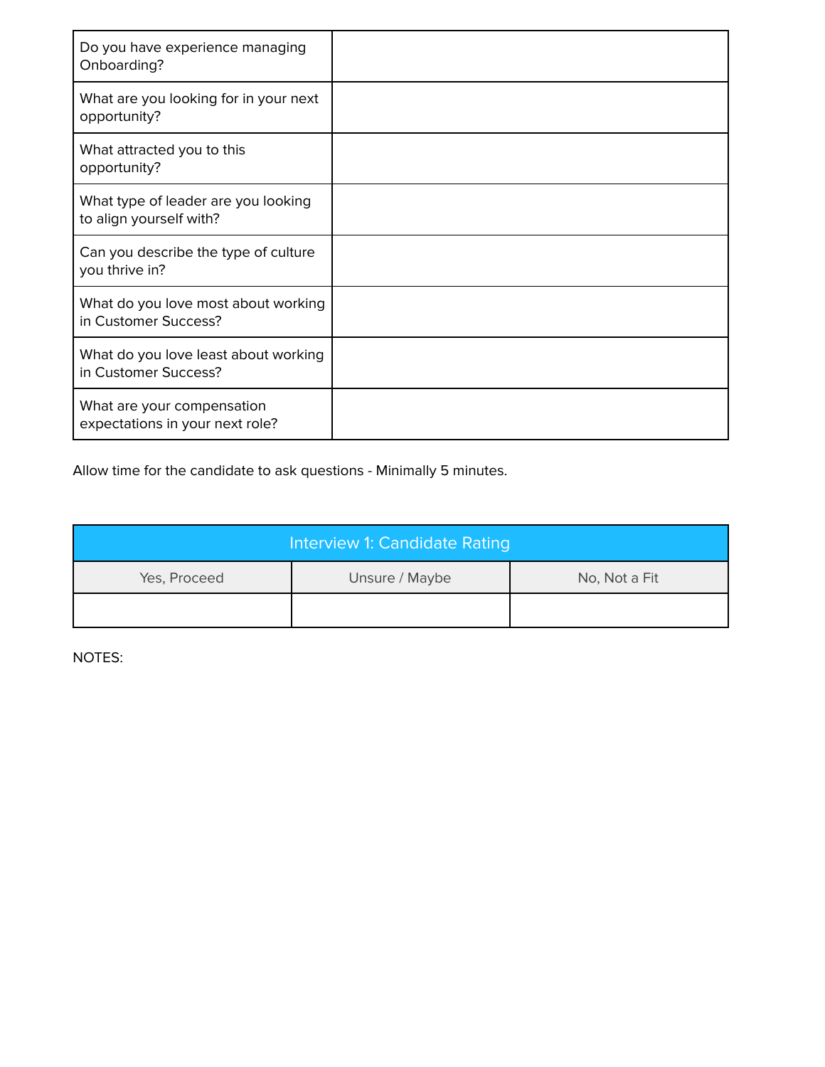| | |
|---|---|
| Do you have experience managing Onboarding? | |
| What are you looking for in your next opportunity? | |
| What attracted you to this opportunity? | |
| What type of leader are you looking to align yourself with? | |
| Can you describe the type of culture you thrive in? | |
| What do you love most about working in Customer Success? | |
| What do you love least about working in Customer Success? | |
| What are your compensation expectations in your next role? | |

Allow time for the candidate to ask questions - Minimally 5 minutes.

| Interview 1: Candidate Rating | | |
|---|---|---|
| Yes, Proceed | Unsure / Maybe | No, Not a Fit |
| | | |

NOTES: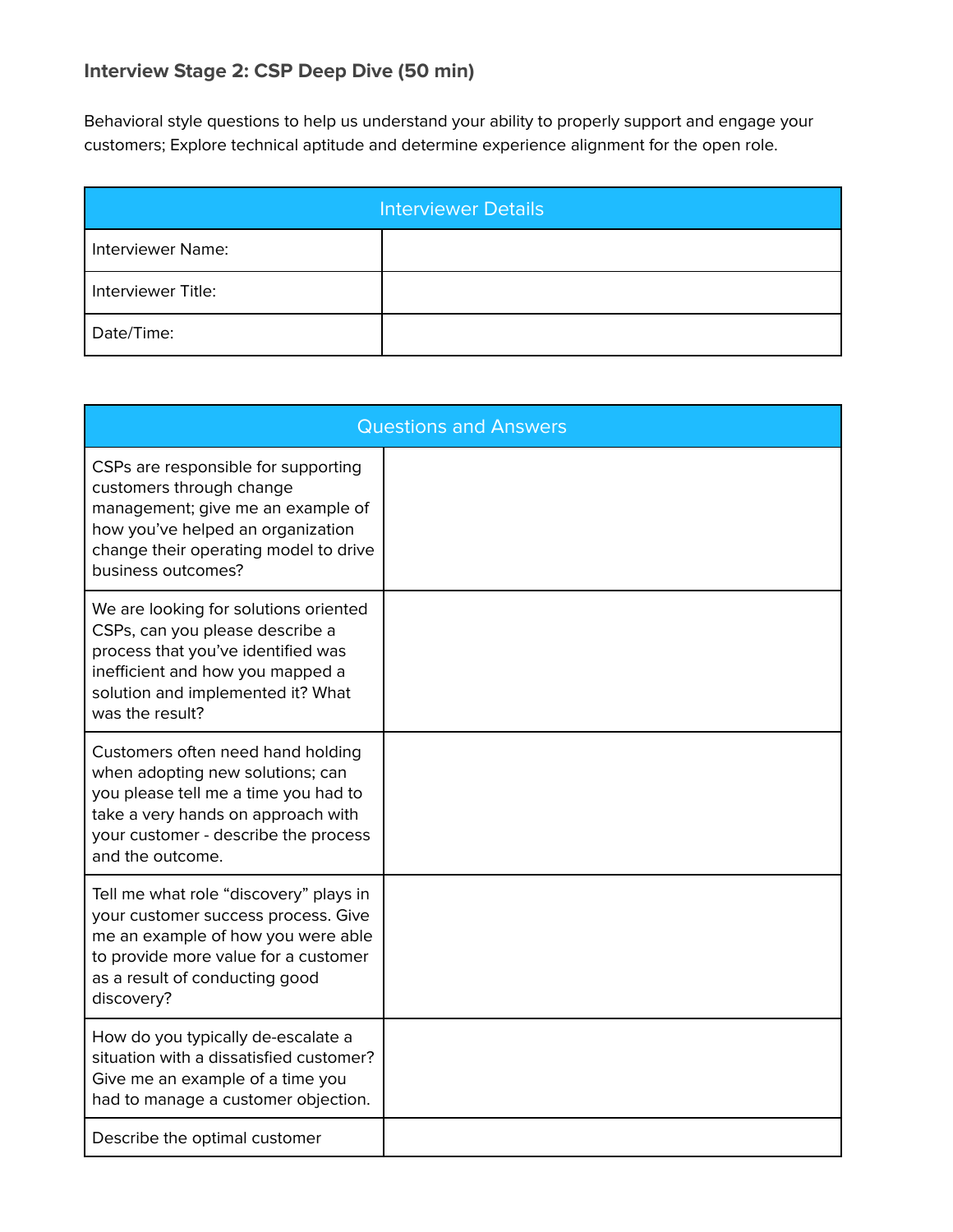**Interview Stage 2: CSP Deep Dive (50 min)**

Behavioral style questions to help us understand your ability to properly support and engage your customers; Explore technical aptitude and determine experience alignment for the open role.

| Interviewer Details | |
|---|---|
| Interviewer Name: | |
| Interviewer Title: | |
| Date/Time: | |

| Questions and Answers | |
|---|---|
| CSPs are responsible for supporting customers through change management; give me an example of how you've helped an organization change their operating model to drive business outcomes? | |
| We are looking for solutions oriented CSPs, can you please describe a process that you've identified was inefficient and how you mapped a solution and implemented it? What was the result? | |
| Customers often need hand holding when adopting new solutions; can you please tell me a time you had to take a very hands on approach with your customer - describe the process and the outcome. | |
| Tell me what role "discovery" plays in your customer success process. Give me an example of how you were able to provide more value for a customer as a result of conducting good discovery? | |
| How do you typically de-escalate a situation with a dissatisfied customer? Give me an example of a time you had to manage a customer objection. | |
| Describe the optimal customer | |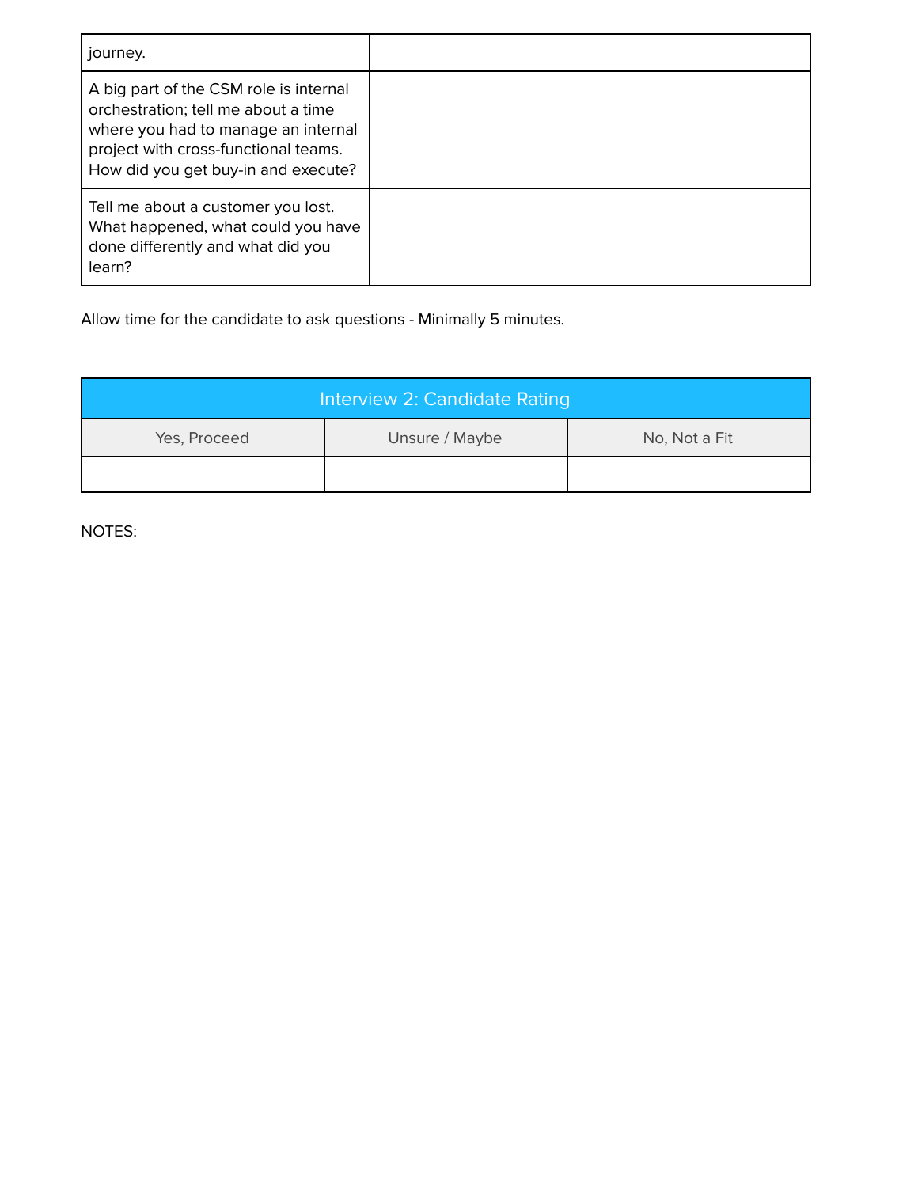| | |
|---|---|
| journey. | |
| A big part of the CSM role is internal orchestration; tell me about a time where you had to manage an internal project with cross-functional teams. How did you get buy-in and execute? | |
| Tell me about a customer you lost. What happened, what could you have done differently and what did you learn? | |

Allow time for the candidate to ask questions - Minimally 5 minutes.

| Interview 2: Candidate Rating | | |
|---|---|---|
| Yes, Proceed | Unsure / Maybe | No, Not a Fit |
| | | |

NOTES: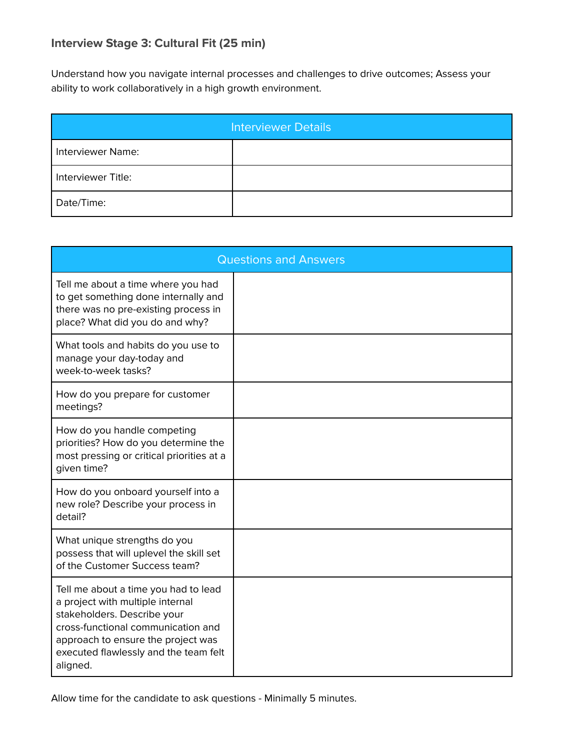### Interview Stage 3: Cultural Fit (25 min)

Understand how you navigate internal processes and challenges to drive outcomes; Assess your ability to work collaboratively in a high growth environment.

| Interviewer Details | |
|---|---|
| Interviewer Name: | |
| Interviewer Title: | |
| Date/Time: | |

| Questions and Answers | |
|---|---|
| Tell me about a time where you had to get something done internally and there was no pre-existing process in place? What did you do and why? | |
| What tools and habits do you use to manage your day-today and week-to-week tasks? | |
| How do you prepare for customer meetings? | |
| How do you handle competing priorities? How do you determine the most pressing or critical priorities at a given time? | |
| How do you onboard yourself into a new role? Describe your process in detail? | |
| What unique strengths do you possess that will uplevel the skill set of the Customer Success team? | |
| Tell me about a time you had to lead a project with multiple internal stakeholders. Describe your cross-functional communication and approach to ensure the project was executed flawlessly and the team felt aligned. | |

Allow time for the candidate to ask questions - Minimally 5 minutes.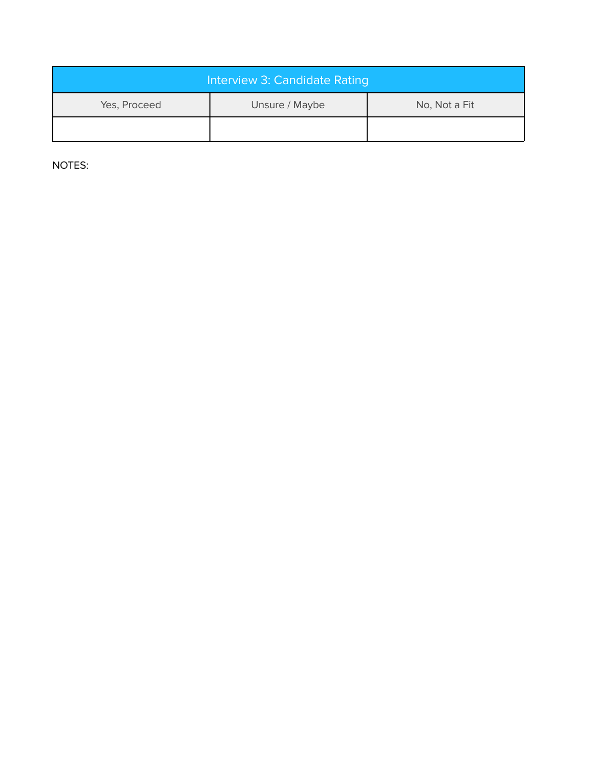| Interview 3: Candidate Rating | | |
|---|---|---|
| Yes, Proceed | Unsure / Maybe | No, Not a Fit |
| | | |

NOTES: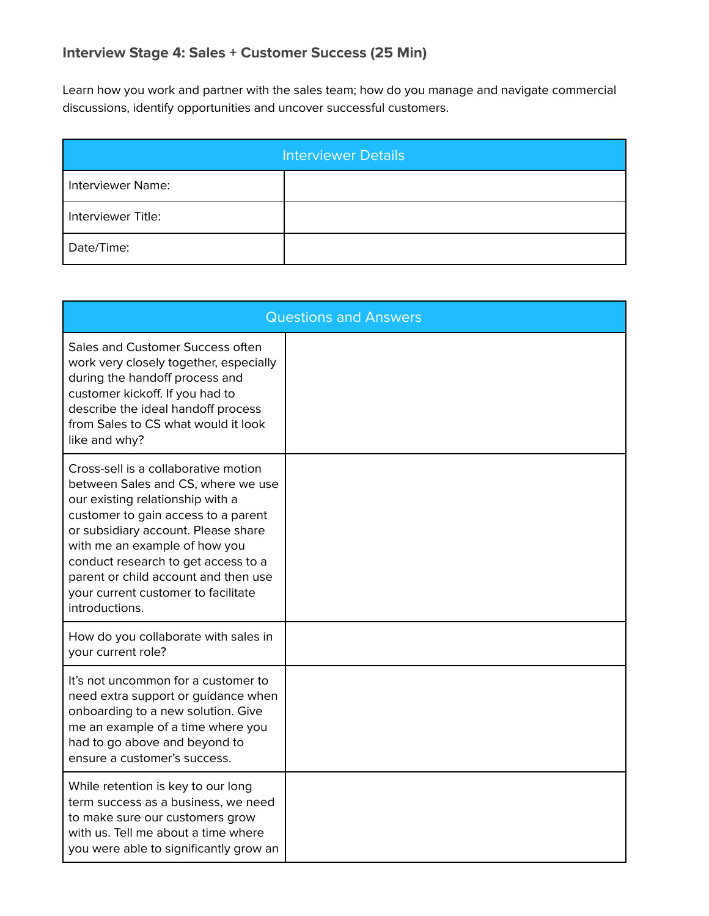### Interview Stage 4: Sales + Customer Success (25 Min)

Learn how you work and partner with the sales team; how do you manage and navigate commercial discussions, identify opportunities and uncover successful customers.

| Interviewer Details | |
| --- | --- |
| Interviewer Name: | |
| Interviewer Title: | |
| Date/Time: | |

| Questions and Answers | |
| --- | --- |
| Sales and Customer Success often work very closely together, especially during the handoff process and customer kickoff. If you had to describe the ideal handoff process from Sales to CS what would it look like and why? | |
| Cross-sell is a collaborative motion between Sales and CS, where we use our existing relationship with a customer to gain access to a parent or subsidiary account. Please share with me an example of how you conduct research to get access to a parent or child account and then use your current customer to facilitate introductions. | |
| How do you collaborate with sales in your current role? | |
| It's not uncommon for a customer to need extra support or guidance when onboarding to a new solution. Give me an example of a time where you had to go above and beyond to ensure a customer's success. | |
| While retention is key to our long term success as a business, we need to make sure our customers grow with us. Tell me about a time where you were able to significantly grow an | |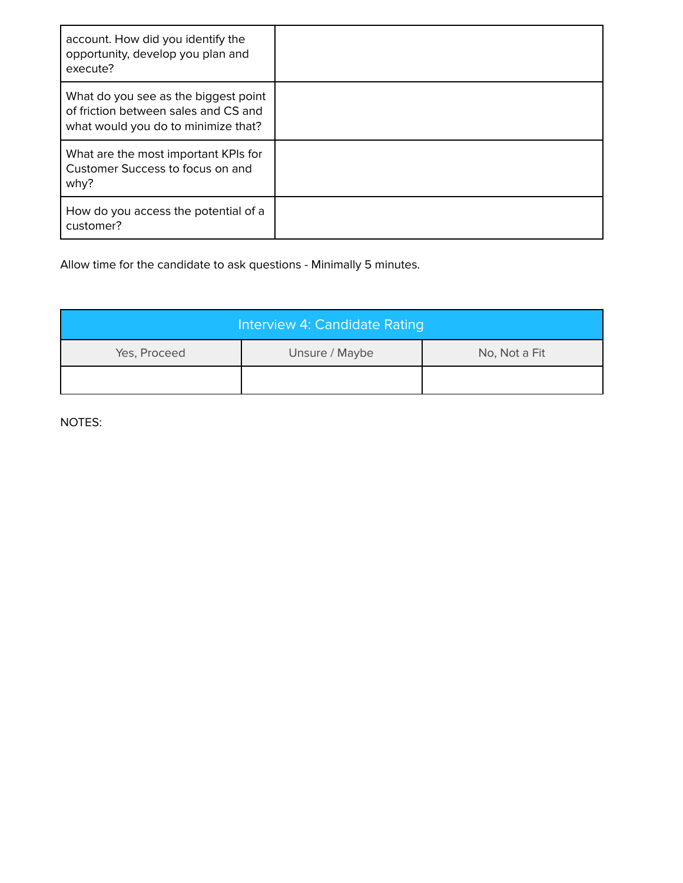| | |
|---|---|
| account. How did you identify the opportunity, develop you plan and execute? | |
| What do you see as the biggest point of friction between sales and CS and what would you do to minimize that? | |
| What are the most important KPIs for Customer Success to focus on and why? | |
| How do you access the potential of a customer? | |

Allow time for the candidate to ask questions - Minimally 5 minutes.

| Interview 4: Candidate Rating | | |
|---|---|---|
| Yes, Proceed | Unsure / Maybe | No, Not a Fit |
| | | |

NOTES: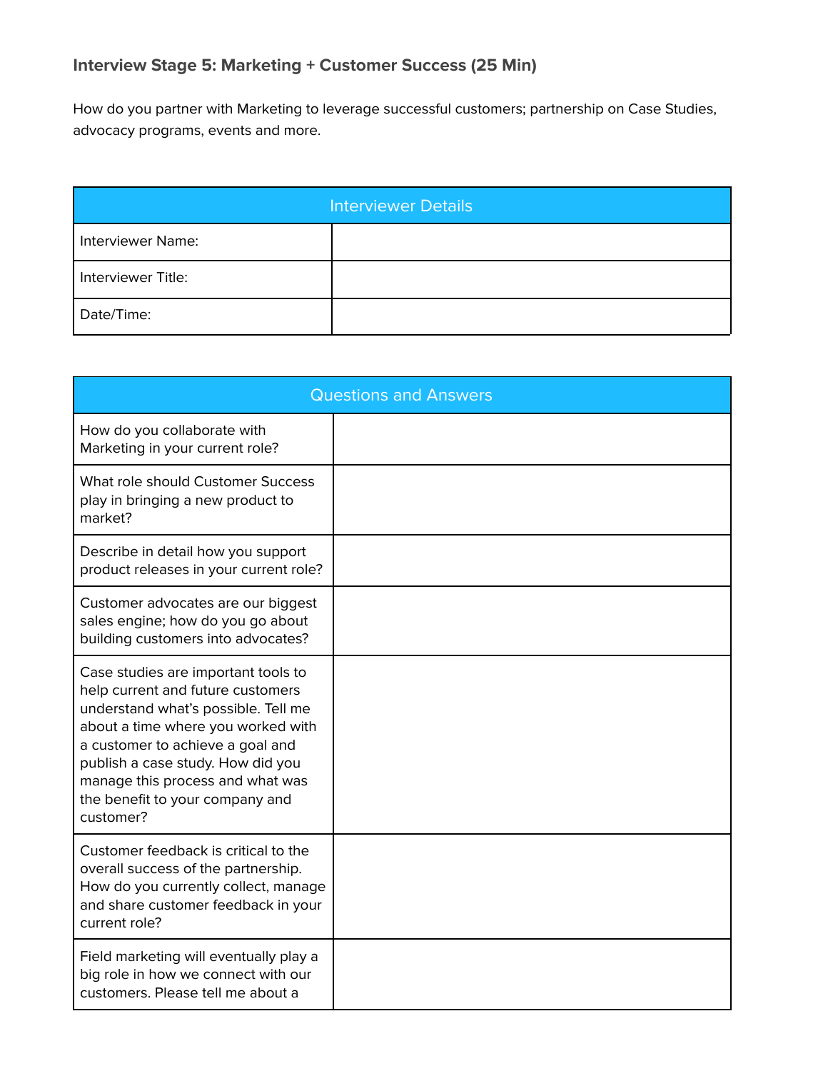### Interview Stage 5: Marketing + Customer Success (25 Min)

How do you partner with Marketing to leverage successful customers; partnership on Case Studies, advocacy programs, events and more.

| Interviewer Details | |
|---|---|
| Interviewer Name: | |
| Interviewer Title: | |
| Date/Time: | |

| Questions and Answers | |
|---|---|
| How do you collaborate with Marketing in your current role? | |
| What role should Customer Success play in bringing a new product to market? | |
| Describe in detail how you support product releases in your current role? | |
| Customer advocates are our biggest sales engine; how do you go about building customers into advocates? | |
| Case studies are important tools to help current and future customers understand what's possible. Tell me about a time where you worked with a customer to achieve a goal and publish a case study. How did you manage this process and what was the benefit to your company and customer? | |
| Customer feedback is critical to the overall success of the partnership. How do you currently collect, manage and share customer feedback in your current role? | |
| Field marketing will eventually play a big role in how we connect with our customers. Please tell me about a | |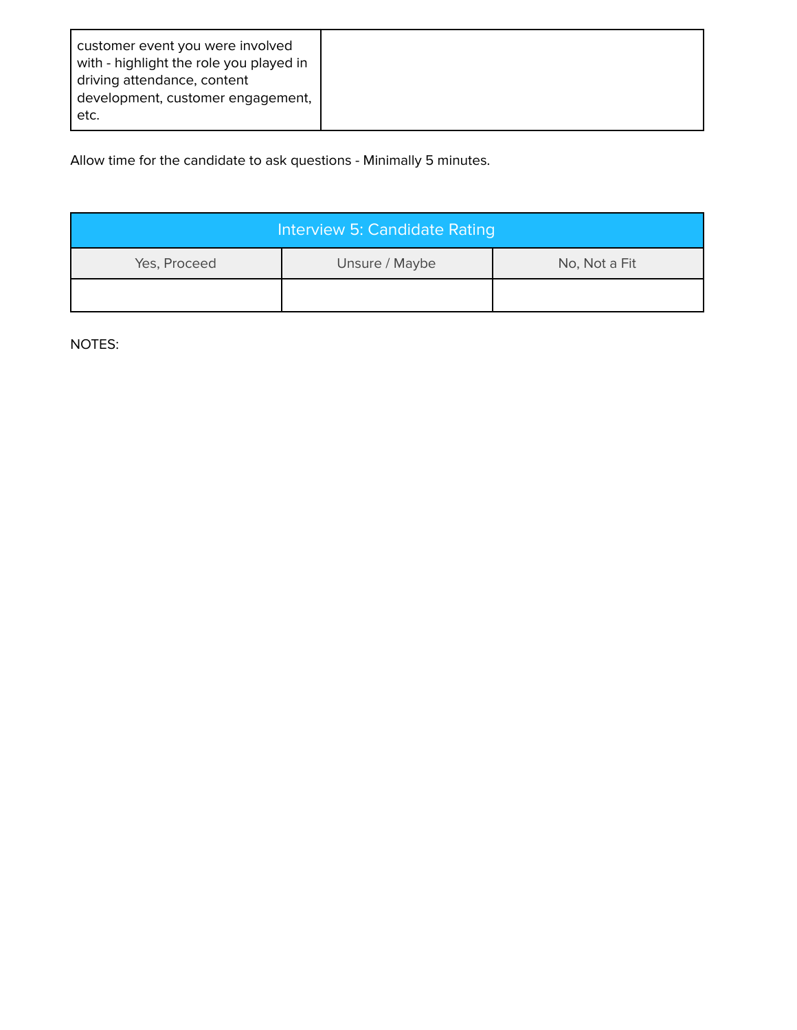| customer event you were involved with - highlight the role you played in driving attendance, content development, customer engagement, etc. | |
|---|---|

Allow time for the candidate to ask questions - Minimally 5 minutes.

| Interview 5: Candidate Rating | | |
|---|---|---|
| Yes, Proceed | Unsure / Maybe | No, Not a Fit |
| | | |

NOTES: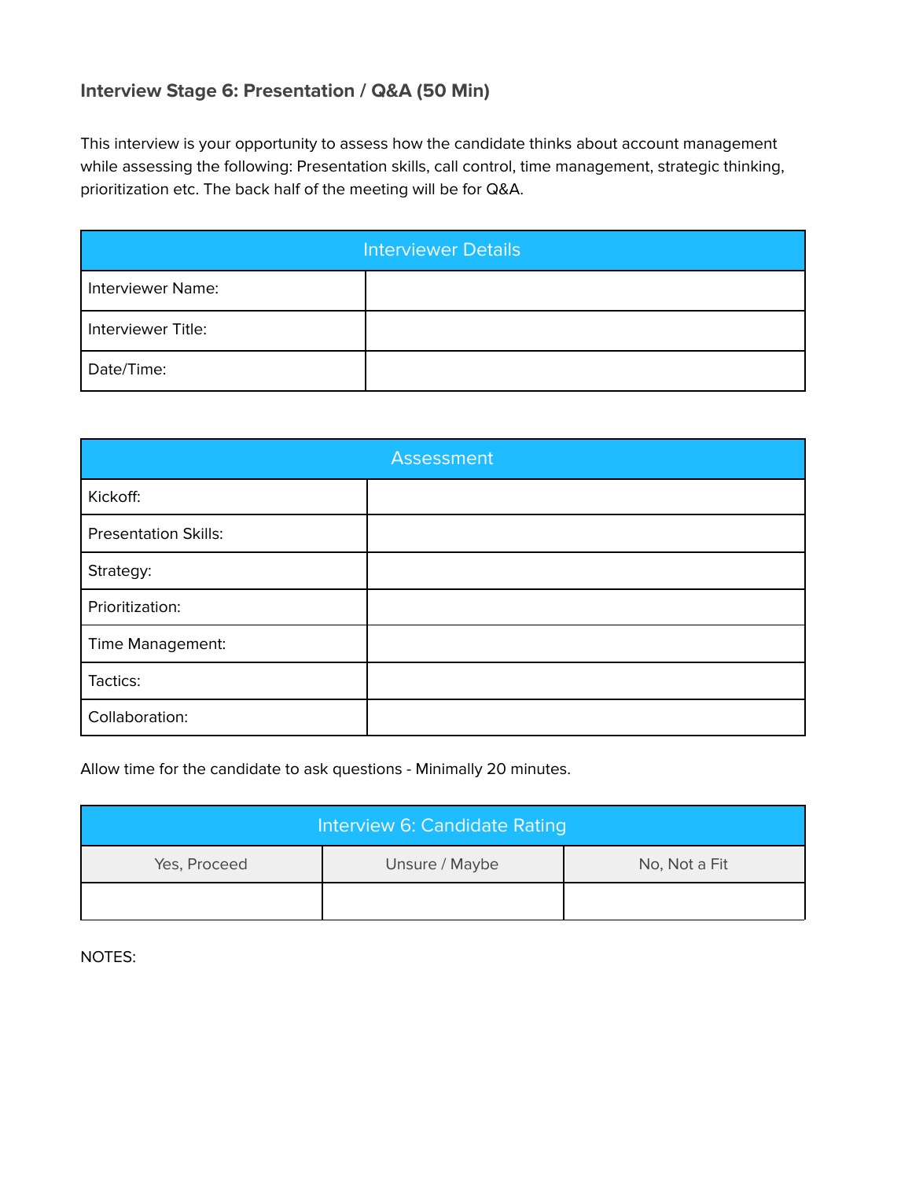### Interview Stage 6: Presentation / Q&A (50 Min)

This interview is your opportunity to assess how the candidate thinks about account management while assessing the following: Presentation skills, call control, time management, strategic thinking, prioritization etc. The back half of the meeting will be for Q&A.

| Interviewer Details | |
|---|---|
| Interviewer Name: | |
| Interviewer Title: | |
| Date/Time: | |

| Assessment | |
|---|---|
| Kickoff: | |
| Presentation Skills: | |
| Strategy: | |
| Prioritization: | |
| Time Management: | |
| Tactics: | |
| Collaboration: | |

Allow time for the candidate to ask questions - Minimally 20 minutes.

| Interview 6: Candidate Rating | | |
|---|---|---|
| Yes, Proceed | Unsure / Maybe | No, Not a Fit |
| | | |

NOTES: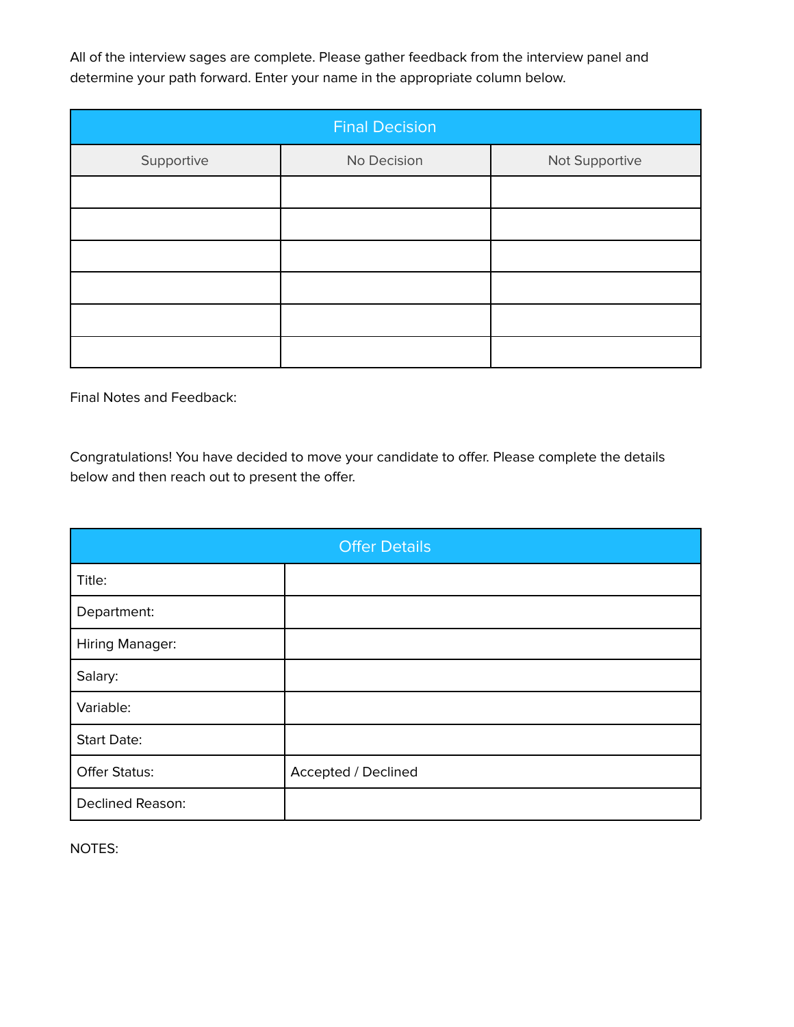All of the interview sages are complete. Please gather feedback from the interview panel and determine your path forward. Enter your name in the appropriate column below.

| Final Decision | | |
|---|---|---|
| Supportive | No Decision | Not Supportive |
| | | |
| | | |
| | | |
| | | |
| | | |
| | | |

Final Notes and Feedback:

Congratulations! You have decided to move your candidate to offer. Please complete the details below and then reach out to present the offer.

| Offer Details | |
|---|---|
| Title: | |
| Department: | |
| Hiring Manager: | |
| Salary: | |
| Variable: | |
| Start Date: | |
| Offer Status: | Accepted / Declined |
| Declined Reason: | |

NOTES: